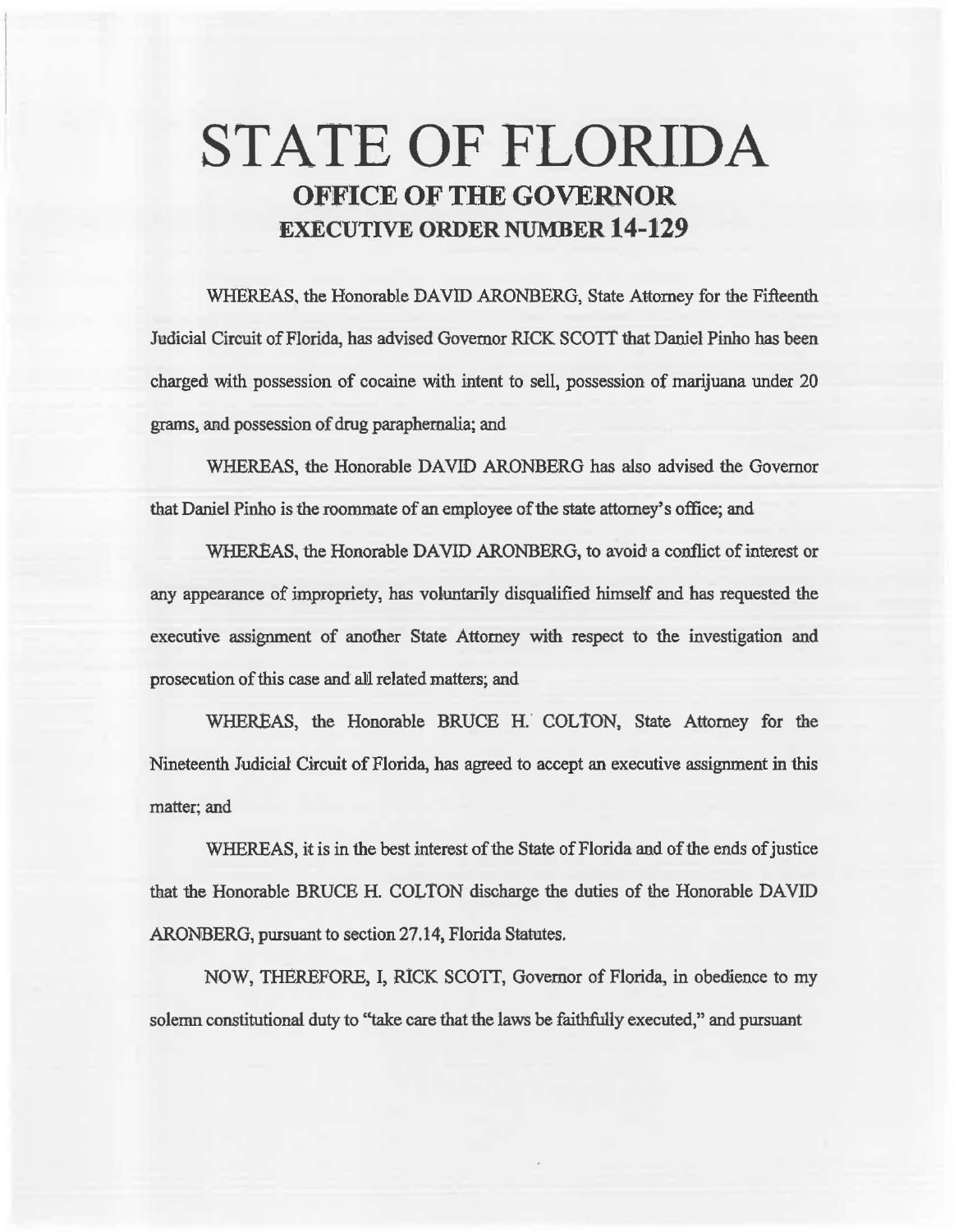# STATE OF FLORIDA

## OFFICE OF THE GOVERNOR

## EXECUTIVE ORDER NUMBER 14-129

WHEREAS, the Honorable DAVID ARONBERG, State Attorney for the Fifteenth Judicial Circuit of Florida, has advised Governor RICK SCOTT that Daniel Pinho has been charged with possession of cocaine with intent to sell, possession of marijuana under 20 grams, and possession of drug paraphernalia; and

WHEREAS, the Honorable DAVID ARONBERG has also advised the Governor that Daniel Pinho is the roommate of an employee of the state attorney's office; and

WHEREAS, the Honorable DAVID ARONBERG, to avoid a conflict of interest or any appearance of impropriety, has voluntarily disqualified himself and has requested the executive assignment of another State Attorney with respect to the investigation and prosecution of this case and all related matters; and

WHEREAS, the Honorable BRUCE H. COLTON, State Attorney for the Nineteenth Judicial Circuit of Florida, has agreed to accept an executive assignment in this matter; and

WHEREAS, it is in the best interest of the State of Florida and of the ends of justice that the Honorable BRUCE H. COLTON discharge the duties of the Honorable DAVID ARONBERG, pursuant to section 27.14, Florida Statutes.

NOW, THEREFORE, I, RICK SCOTT, Governor of Florida, in obedience to my solemn constitutional duty to "take care that the laws be faithfully executed," and pursuant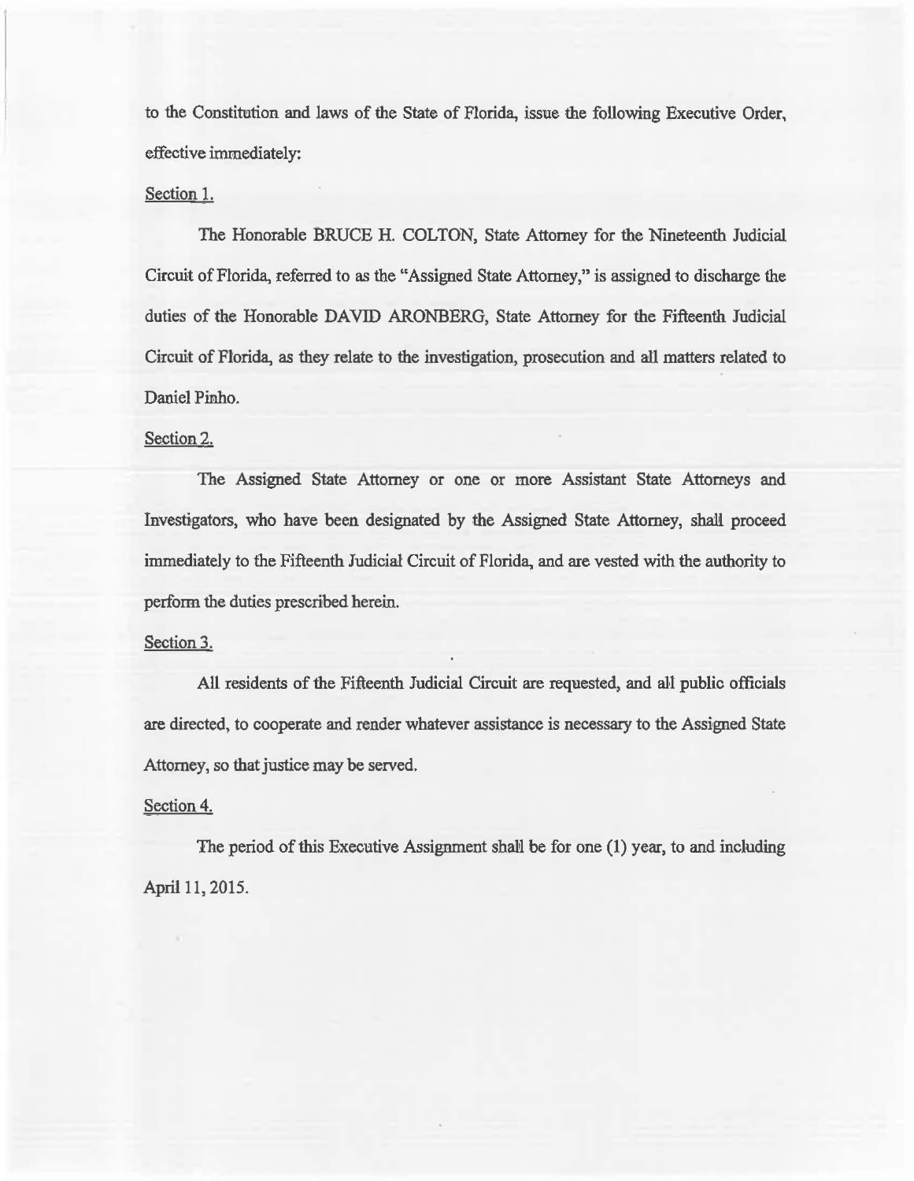to the Constitution and laws of the State of Florida, issue the following Executive Order, effective immediately:

Section 1.

The Honorable BRUCE H. COLTON, State Attorney for the Nineteenth Judicial Circuit of Florida, referred to as the "Assigned State Attorney," is assigned to discharge the duties of the Honorable DAVID ARONBERG, State Attorney for the Fifteenth Judicial Circuit of Florida, as they relate to the investigation, prosecution and all matters related to Daniel Pinho.

Section 2.

The Assigned State Attorney or one or more Assistant State Attorneys and Investigators, who have been designated by the Assigned State Attorney, shall proceed immediately to the Fifteenth Judicial Circuit of Florida, and are vested with the authority to perform the duties prescribed herein.

Section 3.

All residents of the Fifteenth Judicial Circuit are requested, and all public officials are directed, to cooperate and render whatever assistance is necessary to the Assigned State Attorney, so that justice may be served.

Section 4.

The period of this Executive Assignment shall be for one (1) year, to and including April 11, 2015.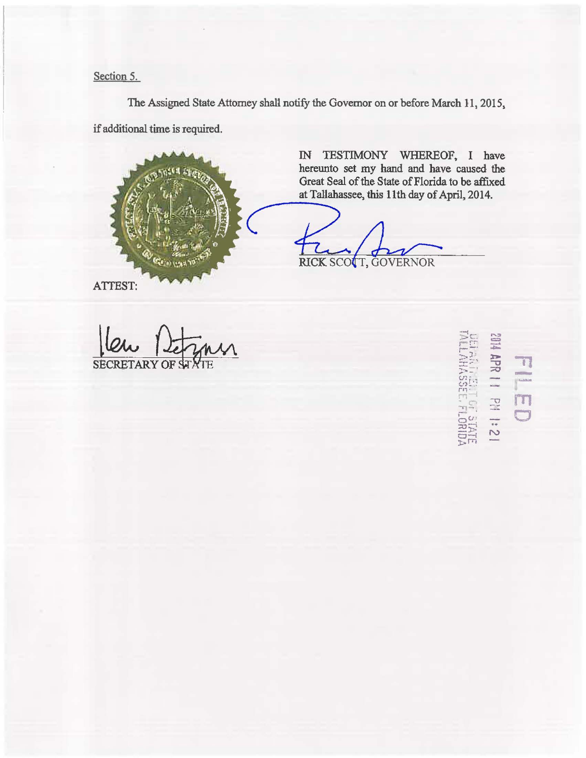Section 5.

The Assigned State Attorney shall notify the Governor on or before March 11, 2015, if additional time is required.

IN TESTIMONY WHEREOF, I have hereunto set my hand and have caused the Great Seal of the State of Florida to be affixed at Tallahassee, this 11th day of April, 2014.

RICK SCOTT, GOVERNOR

ATTEST:

SECRETARY OF STATE

FILED

2014 APR 11 PM 1:21

DEPARTMENT OF STATE
TALLAHASSEE, FLORIDA